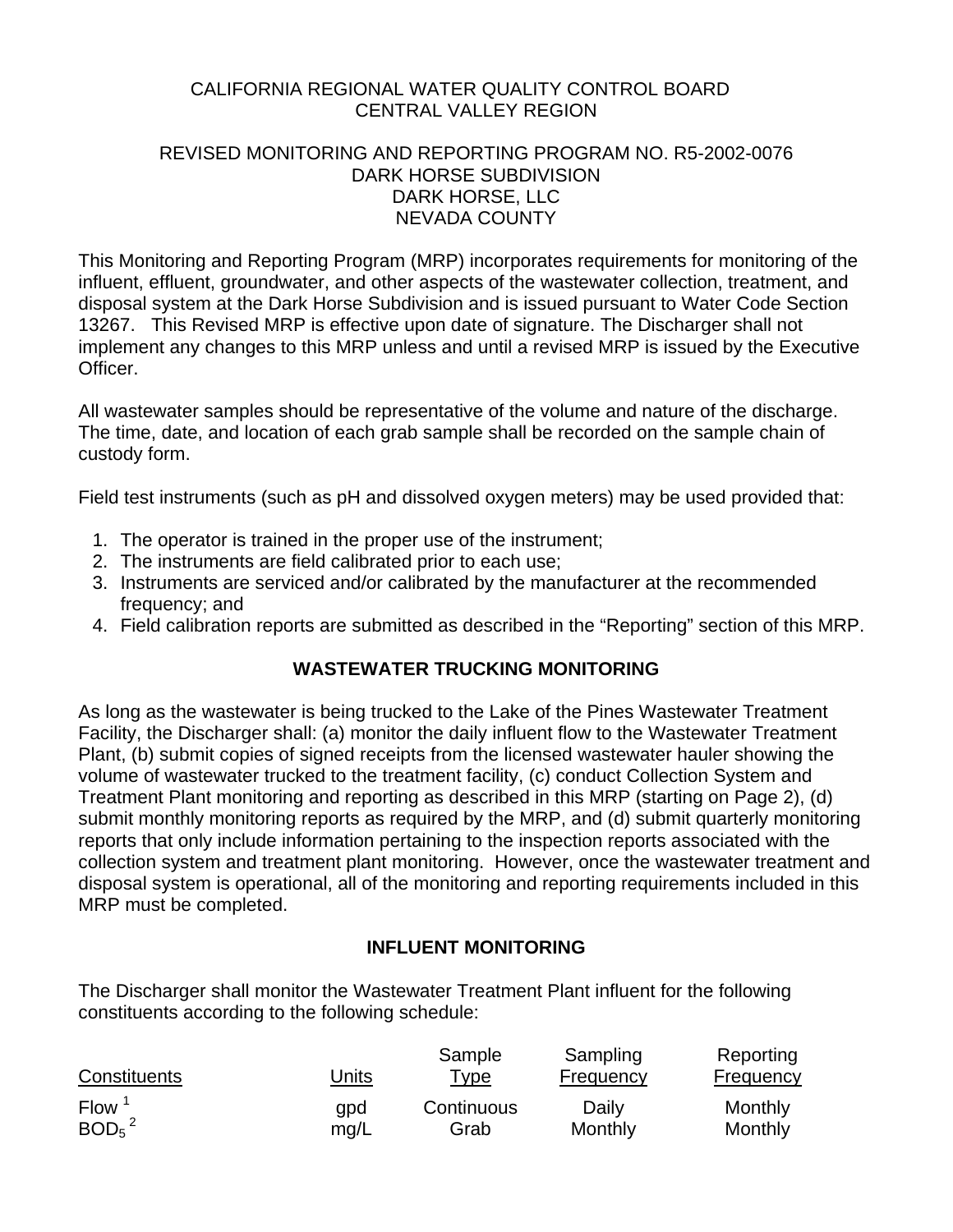CALIFORNIA REGIONAL WATER QUALITY CONTROL BOARD
CENTRAL VALLEY REGION

REVISED MONITORING AND REPORTING PROGRAM NO. R5-2002-0076
DARK HORSE SUBDIVISION
DARK HORSE, LLC
NEVADA COUNTY

This Monitoring and Reporting Program (MRP) incorporates requirements for monitoring of the influent, effluent, groundwater, and other aspects of the wastewater collection, treatment, and disposal system at the Dark Horse Subdivision and is issued pursuant to Water Code Section 13267. This Revised MRP is effective upon date of signature. The Discharger shall not implement any changes to this MRP unless and until a revised MRP is issued by the Executive Officer.

All wastewater samples should be representative of the volume and nature of the discharge. The time, date, and location of each grab sample shall be recorded on the sample chain of custody form.

Field test instruments (such as pH and dissolved oxygen meters) may be used provided that:

1. The operator is trained in the proper use of the instrument;
2. The instruments are field calibrated prior to each use;
3. Instruments are serviced and/or calibrated by the manufacturer at the recommended frequency; and
4. Field calibration reports are submitted as described in the "Reporting" section of this MRP.

## WASTEWATER TRUCKING MONITORING

As long as the wastewater is being trucked to the Lake of the Pines Wastewater Treatment Facility, the Discharger shall: (a) monitor the daily influent flow to the Wastewater Treatment Plant, (b) submit copies of signed receipts from the licensed wastewater hauler showing the volume of wastewater trucked to the treatment facility, (c) conduct Collection System and Treatment Plant monitoring and reporting as described in this MRP (starting on Page 2), (d) submit monthly monitoring reports as required by the MRP, and (d) submit quarterly monitoring reports that only include information pertaining to the inspection reports associated with the collection system and treatment plant monitoring. However, once the wastewater treatment and disposal system is operational, all of the monitoring and reporting requirements included in this MRP must be completed.

## INFLUENT MONITORING

The Discharger shall monitor the Wastewater Treatment Plant influent for the following constituents according to the following schedule:

| Constituents | Units | Sample Type | Sampling Frequency | Reporting Frequency |
|---|---|---|---|---|
| Flow [1] | gpd | Continuous | Daily | Monthly |
| $BOD_5$ [2] | mg/L | Grab | Monthly | Monthly |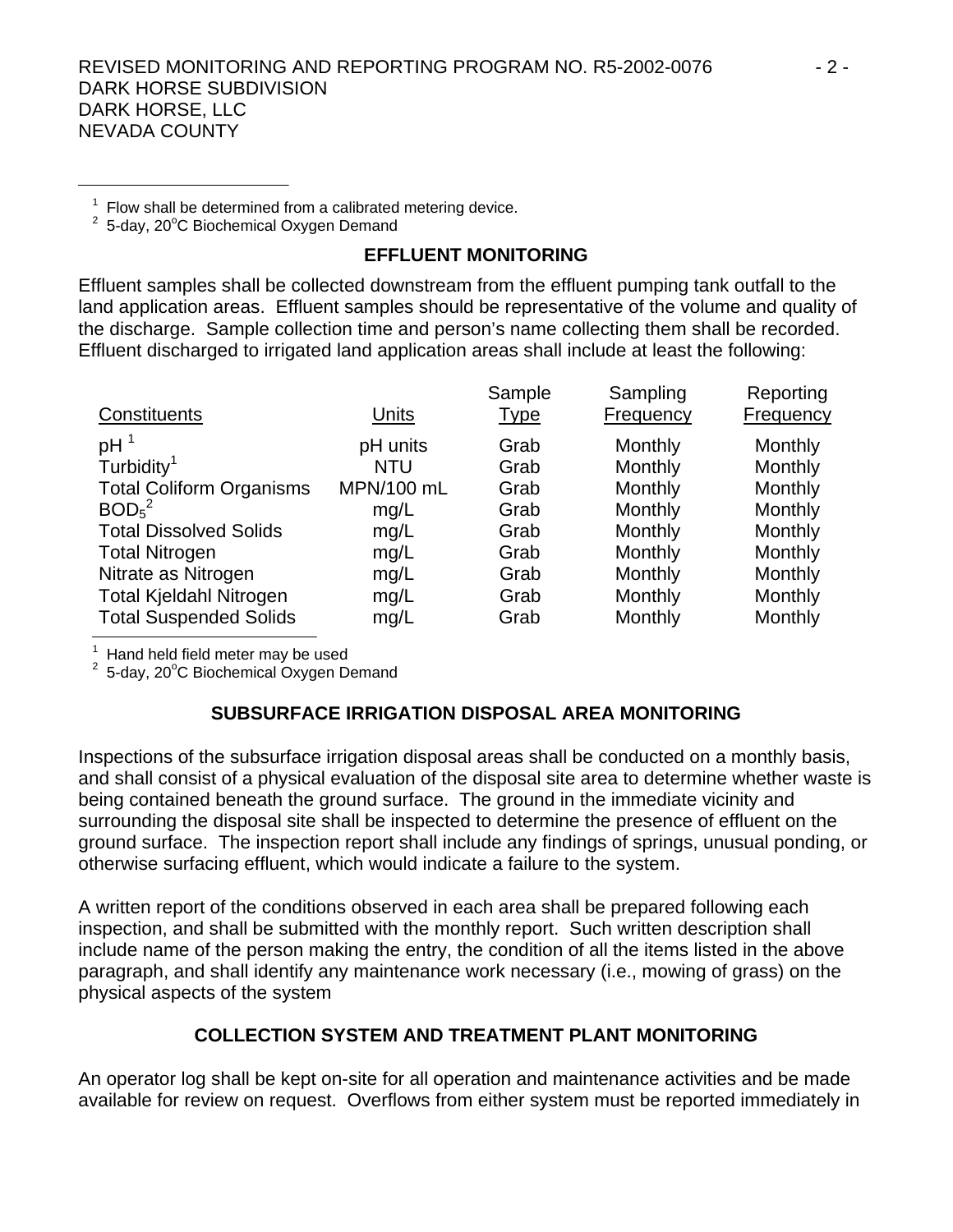[1] Flow shall be determined from a calibrated metering device.
[2] 5-day, 20°C Biochemical Oxygen Demand

## EFFLUENT MONITORING

Effluent samples shall be collected downstream from the effluent pumping tank outfall to the land application areas. Effluent samples should be representative of the volume and quality of the discharge. Sample collection time and person's name collecting them shall be recorded. Effluent discharged to irrigated land application areas shall include at least the following:

| Constituents | Units | Sample Type | Sampling Frequency | Reporting Frequency |
|---|---|---|---|---|
| pH [1] | pH units | Grab | Monthly | Monthly |
| Turbidity[1] | NTU | Grab | Monthly | Monthly |
| Total Coliform Organisms | MPN/100 mL | Grab | Monthly | Monthly |
| $BOD_5$[2] | mg/L | Grab | Monthly | Monthly |
| Total Dissolved Solids | mg/L | Grab | Monthly | Monthly |
| Total Nitrogen | mg/L | Grab | Monthly | Monthly |
| Nitrate as Nitrogen | mg/L | Grab | Monthly | Monthly |
| Total Kjeldahl Nitrogen | mg/L | Grab | Monthly | Monthly |
| Total Suspended Solids | mg/L | Grab | Monthly | Monthly |

[1] Hand held field meter may be used
[2] 5-day, 20°C Biochemical Oxygen Demand

## SUBSURFACE IRRIGATION DISPOSAL AREA MONITORING

Inspections of the subsurface irrigation disposal areas shall be conducted on a monthly basis, and shall consist of a physical evaluation of the disposal site area to determine whether waste is being contained beneath the ground surface. The ground in the immediate vicinity and surrounding the disposal site shall be inspected to determine the presence of effluent on the ground surface. The inspection report shall include any findings of springs, unusual ponding, or otherwise surfacing effluent, which would indicate a failure to the system.

A written report of the conditions observed in each area shall be prepared following each inspection, and shall be submitted with the monthly report. Such written description shall include name of the person making the entry, the condition of all the items listed in the above paragraph, and shall identify any maintenance work necessary (i.e., mowing of grass) on the physical aspects of the system

## COLLECTION SYSTEM AND TREATMENT PLANT MONITORING

An operator log shall be kept on-site for all operation and maintenance activities and be made available for review on request. Overflows from either system must be reported immediately in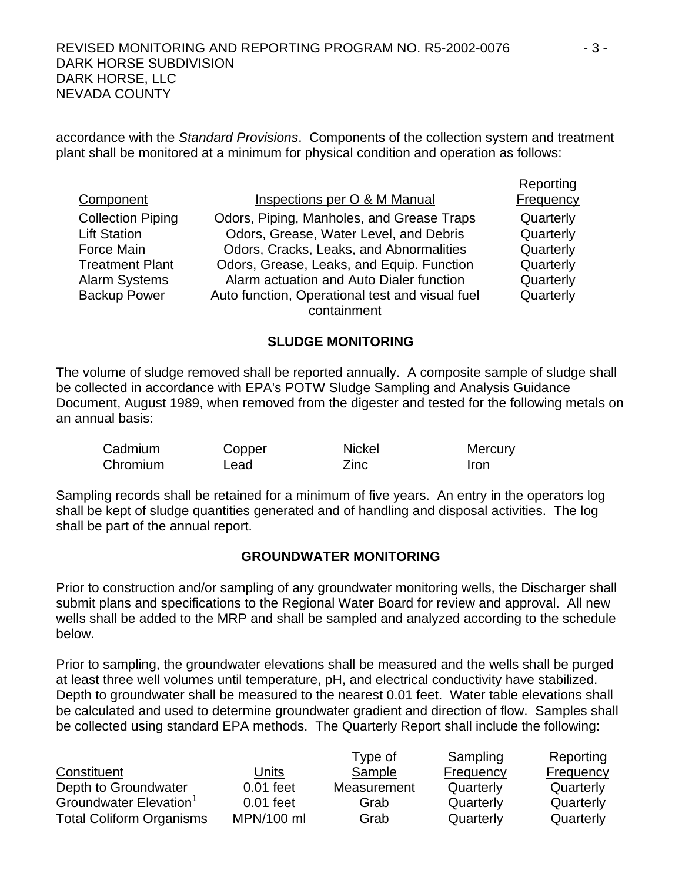accordance with the *Standard Provisions*. Components of the collection system and treatment plant shall be monitored at a minimum for physical condition and operation as follows:

| Component | Inspections per O & M Manual | Reporting Frequency |
|---|---|---|
| Collection Piping | Odors, Piping, Manholes, and Grease Traps | Quarterly |
| Lift Station | Odors, Grease, Water Level, and Debris | Quarterly |
| Force Main | Odors, Cracks, Leaks, and Abnormalities | Quarterly |
| Treatment Plant | Odors, Grease, Leaks, and Equip. Function | Quarterly |
| Alarm Systems | Alarm actuation and Auto Dialer function | Quarterly |
| Backup Power | Auto function, Operational test and visual fuel containment | Quarterly |

## SLUDGE MONITORING

The volume of sludge removed shall be reported annually. A composite sample of sludge shall be collected in accordance with EPA's POTW Sludge Sampling and Analysis Guidance Document, August 1989, when removed from the digester and tested for the following metals on an annual basis:

| | | | |
|---|---|---|---|
| Cadmium | Copper | Nickel | Mercury |
| Chromium | Lead | Zinc | Iron |

Sampling records shall be retained for a minimum of five years. An entry in the operators log shall be kept of sludge quantities generated and of handling and disposal activities. The log shall be part of the annual report.

## GROUNDWATER MONITORING

Prior to construction and/or sampling of any groundwater monitoring wells, the Discharger shall submit plans and specifications to the Regional Water Board for review and approval. All new wells shall be added to the MRP and shall be sampled and analyzed according to the schedule below.

Prior to sampling, the groundwater elevations shall be measured and the wells shall be purged at least three well volumes until temperature, pH, and electrical conductivity have stabilized. Depth to groundwater shall be measured to the nearest 0.01 feet. Water table elevations shall be calculated and used to determine groundwater gradient and direction of flow. Samples shall be collected using standard EPA methods. The Quarterly Report shall include the following:

| Constituent | Units | Type of Sample | Sampling Frequency | Reporting Frequency |
|---|---|---|---|---|
| Depth to Groundwater | 0.01 feet | Measurement | Quarterly | Quarterly |
| Groundwater Elevation[1] | 0.01 feet | Grab | Quarterly | Quarterly |
| Total Coliform Organisms | MPN/100 ml | Grab | Quarterly | Quarterly |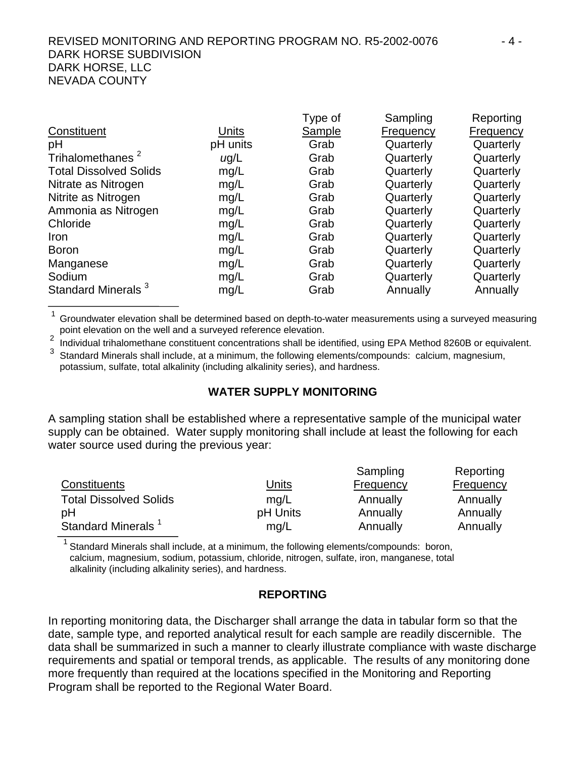| Constituent | Units | Type of Sample | Sampling Frequency | Reporting Frequency |
|---|---|---|---|---|
| pH | pH units | Grab | Quarterly | Quarterly |
| Trihalomethanes [2] | ug/L | Grab | Quarterly | Quarterly |
| Total Dissolved Solids | mg/L | Grab | Quarterly | Quarterly |
| Nitrate as Nitrogen | mg/L | Grab | Quarterly | Quarterly |
| Nitrite as Nitrogen | mg/L | Grab | Quarterly | Quarterly |
| Ammonia as Nitrogen | mg/L | Grab | Quarterly | Quarterly |
| Chloride | mg/L | Grab | Quarterly | Quarterly |
| Iron | mg/L | Grab | Quarterly | Quarterly |
| Boron | mg/L | Grab | Quarterly | Quarterly |
| Manganese | mg/L | Grab | Quarterly | Quarterly |
| Sodium | mg/L | Grab | Quarterly | Quarterly |
| Standard Minerals [3] | mg/L | Grab | Annually | Annually |

[1] Groundwater elevation shall be determined based on depth-to-water measurements using a surveyed measuring point elevation on the well and a surveyed reference elevation.

[2] Individual trihalomethane constituent concentrations shall be identified, using EPA Method 8260B or equivalent.

[3] Standard Minerals shall include, at a minimum, the following elements/compounds: calcium, magnesium, potassium, sulfate, total alkalinity (including alkalinity series), and hardness.

## WATER SUPPLY MONITORING

A sampling station shall be established where a representative sample of the municipal water supply can be obtained. Water supply monitoring shall include at least the following for each water source used during the previous year:

| Constituents | Units | Sampling Frequency | Reporting Frequency |
|---|---|---|---|
| Total Dissolved Solids | mg/L | Annually | Annually |
| pH | pH Units | Annually | Annually |
| Standard Minerals [1] | mg/L | Annually | Annually |

[1] Standard Minerals shall include, at a minimum, the following elements/compounds: boron, calcium, magnesium, sodium, potassium, chloride, nitrogen, sulfate, iron, manganese, total alkalinity (including alkalinity series), and hardness.

## REPORTING

In reporting monitoring data, the Discharger shall arrange the data in tabular form so that the date, sample type, and reported analytical result for each sample are readily discernible. The data shall be summarized in such a manner to clearly illustrate compliance with waste discharge requirements and spatial or temporal trends, as applicable. The results of any monitoring done more frequently than required at the locations specified in the Monitoring and Reporting Program shall be reported to the Regional Water Board.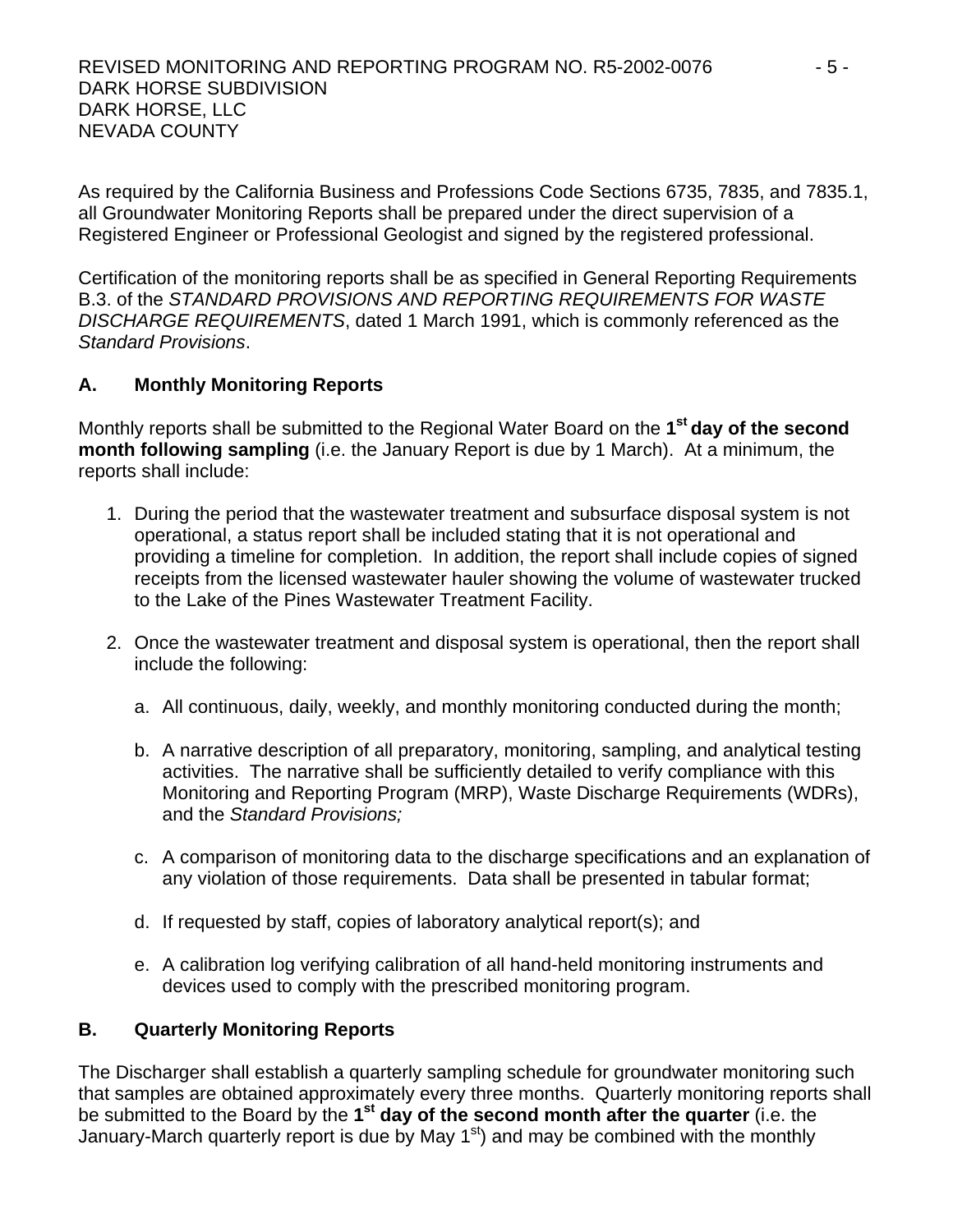As required by the California Business and Professions Code Sections 6735, 7835, and 7835.1, all Groundwater Monitoring Reports shall be prepared under the direct supervision of a Registered Engineer or Professional Geologist and signed by the registered professional.

Certification of the monitoring reports shall be as specified in General Reporting Requirements B.3. of the *STANDARD PROVISIONS AND REPORTING REQUIREMENTS FOR WASTE DISCHARGE REQUIREMENTS*, dated 1 March 1991, which is commonly referenced as the *Standard Provisions*.

## A. Monthly Monitoring Reports

Monthly reports shall be submitted to the Regional Water Board on the **1st day of the second month following sampling** (i.e. the January Report is due by 1 March). At a minimum, the reports shall include:

1. During the period that the wastewater treatment and subsurface disposal system is not operational, a status report shall be included stating that it is not operational and providing a timeline for completion. In addition, the report shall include copies of signed receipts from the licensed wastewater hauler showing the volume of wastewater trucked to the Lake of the Pines Wastewater Treatment Facility.

2. Once the wastewater treatment and disposal system is operational, then the report shall include the following:

   a. All continuous, daily, weekly, and monthly monitoring conducted during the month;

   b. A narrative description of all preparatory, monitoring, sampling, and analytical testing activities. The narrative shall be sufficiently detailed to verify compliance with this Monitoring and Reporting Program (MRP), Waste Discharge Requirements (WDRs), and the *Standard Provisions;*

   c. A comparison of monitoring data to the discharge specifications and an explanation of any violation of those requirements. Data shall be presented in tabular format;

   d. If requested by staff, copies of laboratory analytical report(s); and

   e. A calibration log verifying calibration of all hand-held monitoring instruments and devices used to comply with the prescribed monitoring program.

## B. Quarterly Monitoring Reports

The Discharger shall establish a quarterly sampling schedule for groundwater monitoring such that samples are obtained approximately every three months. Quarterly monitoring reports shall be submitted to the Board by the **1st day of the second month after the quarter** (i.e. the January-March quarterly report is due by May 1st) and may be combined with the monthly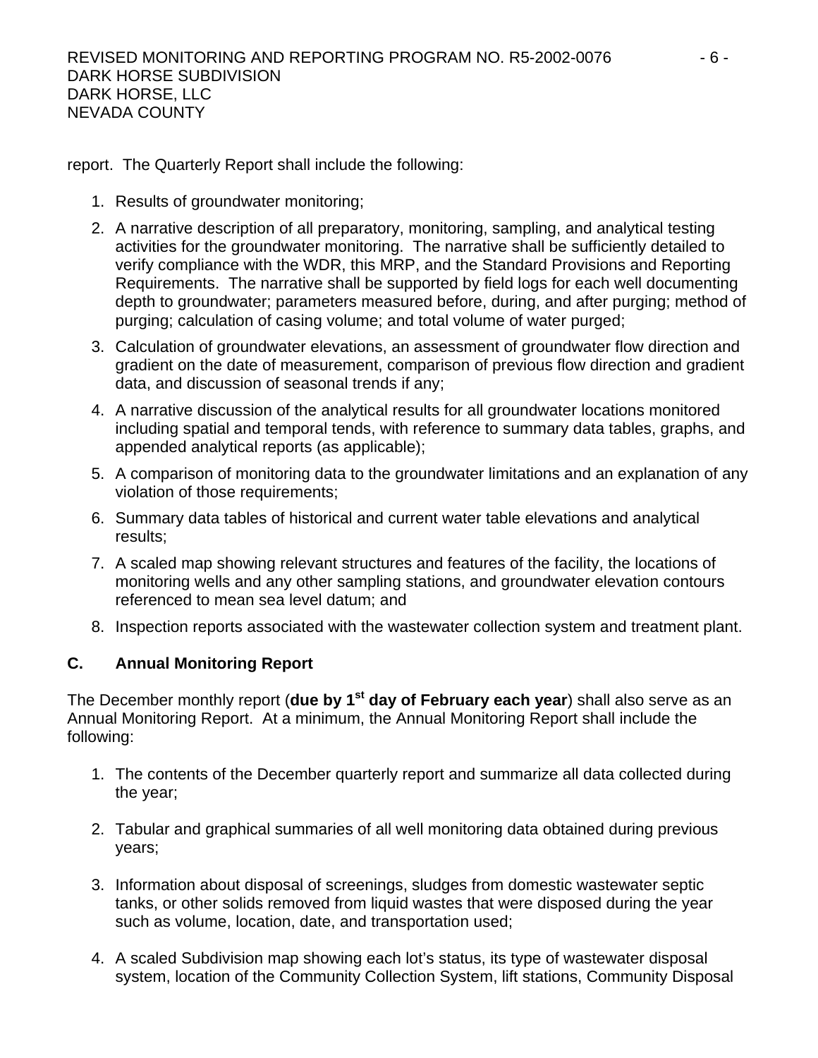report. The Quarterly Report shall include the following:

1. Results of groundwater monitoring;
2. A narrative description of all preparatory, monitoring, sampling, and analytical testing activities for the groundwater monitoring. The narrative shall be sufficiently detailed to verify compliance with the WDR, this MRP, and the Standard Provisions and Reporting Requirements. The narrative shall be supported by field logs for each well documenting depth to groundwater; parameters measured before, during, and after purging; method of purging; calculation of casing volume; and total volume of water purged;
3. Calculation of groundwater elevations, an assessment of groundwater flow direction and gradient on the date of measurement, comparison of previous flow direction and gradient data, and discussion of seasonal trends if any;
4. A narrative discussion of the analytical results for all groundwater locations monitored including spatial and temporal tends, with reference to summary data tables, graphs, and appended analytical reports (as applicable);
5. A comparison of monitoring data to the groundwater limitations and an explanation of any violation of those requirements;
6. Summary data tables of historical and current water table elevations and analytical results;
7. A scaled map showing relevant structures and features of the facility, the locations of monitoring wells and any other sampling stations, and groundwater elevation contours referenced to mean sea level datum; and
8. Inspection reports associated with the wastewater collection system and treatment plant.

## C. Annual Monitoring Report

The December monthly report (**due by 1st day of February each year**) shall also serve as an Annual Monitoring Report. At a minimum, the Annual Monitoring Report shall include the following:

1. The contents of the December quarterly report and summarize all data collected during the year;
2. Tabular and graphical summaries of all well monitoring data obtained during previous years;
3. Information about disposal of screenings, sludges from domestic wastewater septic tanks, or other solids removed from liquid wastes that were disposed during the year such as volume, location, date, and transportation used;
4. A scaled Subdivision map showing each lot's status, its type of wastewater disposal system, location of the Community Collection System, lift stations, Community Disposal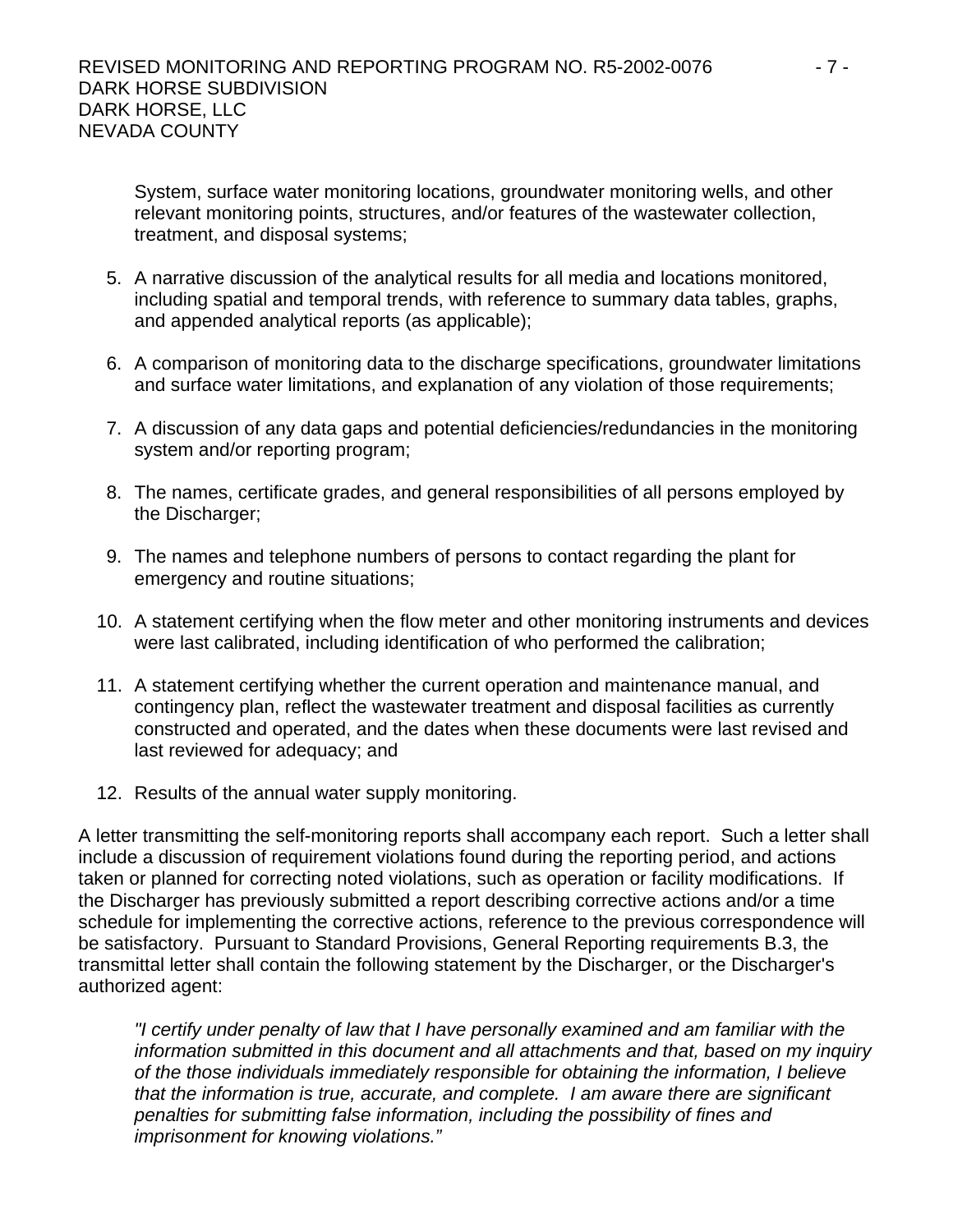System, surface water monitoring locations, groundwater monitoring wells, and other relevant monitoring points, structures, and/or features of the wastewater collection, treatment, and disposal systems;

5. A narrative discussion of the analytical results for all media and locations monitored, including spatial and temporal trends, with reference to summary data tables, graphs, and appended analytical reports (as applicable);

6. A comparison of monitoring data to the discharge specifications, groundwater limitations and surface water limitations, and explanation of any violation of those requirements;

7. A discussion of any data gaps and potential deficiencies/redundancies in the monitoring system and/or reporting program;

8. The names, certificate grades, and general responsibilities of all persons employed by the Discharger;

9. The names and telephone numbers of persons to contact regarding the plant for emergency and routine situations;

10. A statement certifying when the flow meter and other monitoring instruments and devices were last calibrated, including identification of who performed the calibration;

11. A statement certifying whether the current operation and maintenance manual, and contingency plan, reflect the wastewater treatment and disposal facilities as currently constructed and operated, and the dates when these documents were last revised and last reviewed for adequacy; and

12. Results of the annual water supply monitoring.

A letter transmitting the self-monitoring reports shall accompany each report. Such a letter shall include a discussion of requirement violations found during the reporting period, and actions taken or planned for correcting noted violations, such as operation or facility modifications. If the Discharger has previously submitted a report describing corrective actions and/or a time schedule for implementing the corrective actions, reference to the previous correspondence will be satisfactory. Pursuant to Standard Provisions, General Reporting requirements B.3, the transmittal letter shall contain the following statement by the Discharger, or the Discharger's authorized agent:

> *"I certify under penalty of law that I have personally examined and am familiar with the information submitted in this document and all attachments and that, based on my inquiry of the those individuals immediately responsible for obtaining the information, I believe that the information is true, accurate, and complete. I am aware there are significant penalties for submitting false information, including the possibility of fines and imprisonment for knowing violations."*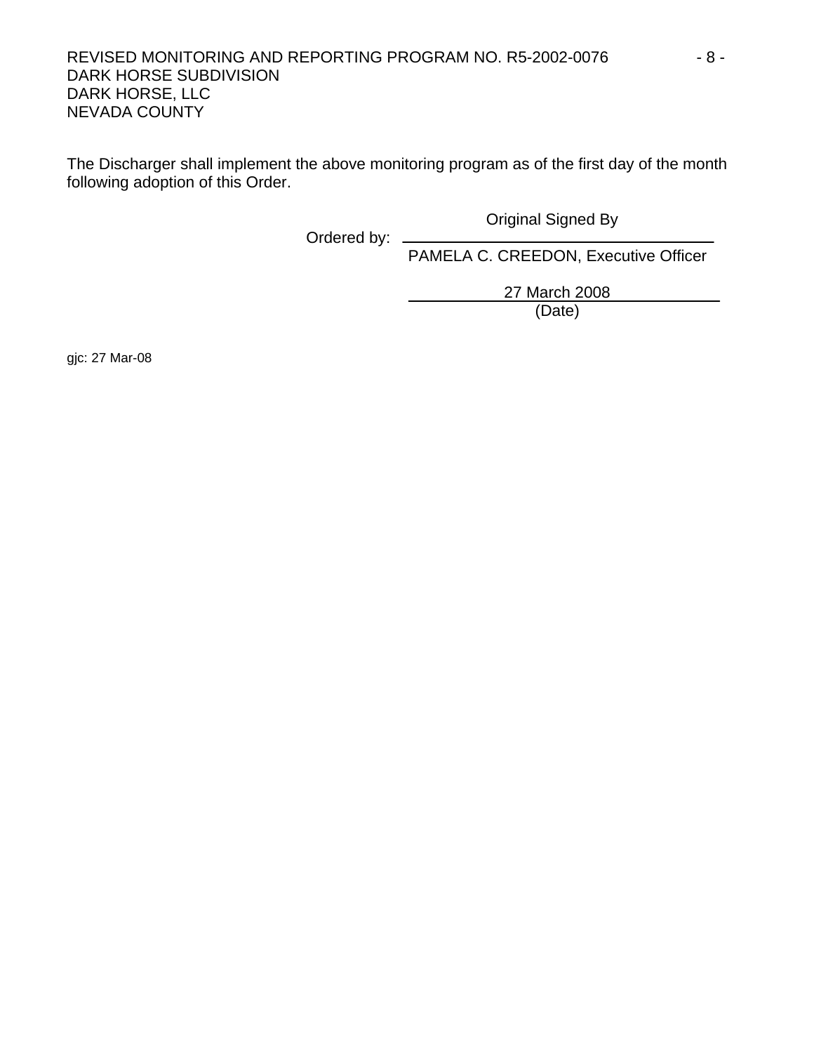The Discharger shall implement the above monitoring program as of the first day of the month following adoption of this Order.

Ordered by: Original Signed By

PAMELA C. CREEDON, Executive Officer

27 March 2008

(Date)

gjc: 27 Mar-08